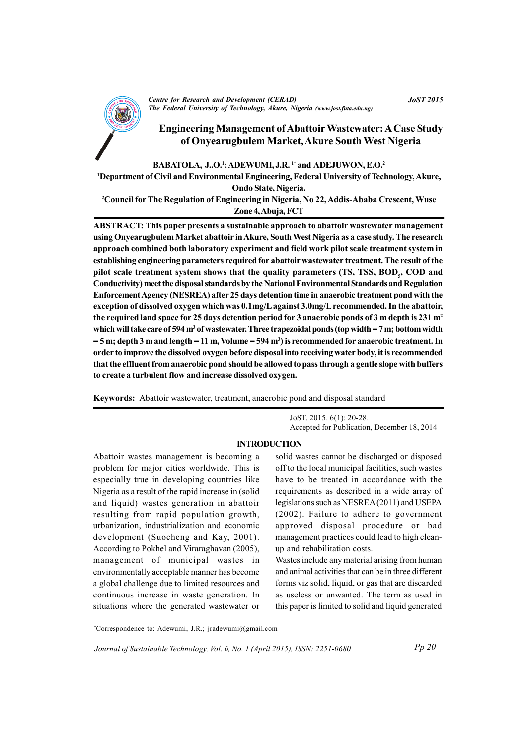# Engineering Management of Abattoir Wastewater: A Case Study of Onyearugbulem Market, Akure South West Nigeria

**BABATOLA, J..O.[1]; ADEWUMI, J.R.[1*] and ADEJUWON, E.O.[2]**

[1]Department of Civil and Environmental Engineering, Federal University of Technology, Akure, Ondo State, Nigeria.

[2]Council for The Regulation of Engineering in Nigeria, No 22, Addis-Ababa Crescent, Wuse Zone 4, Abuja, FCT

**ABSTRACT: This paper presents a sustainable approach to abattoir wastewater management using Onyearugbulem Market abattoir in Akure, South West Nigeria as a case study. The research approach combined both laboratory experiment and field work pilot scale treatment system in establishing engineering parameters required for abattoir wastewater treatment. The result of the pilot scale treatment system shows that the quality parameters (TS, TSS, $BOD_5$, COD and Conductivity) meet the disposal standards by the National Environmental Standards and Regulation Enforcement Agency (NESREA) after 25 days detention time in anaerobic treatment pond with the exception of dissolved oxygen which was 0.1mg/L against 3.0mg/L recommended. In the abattoir, the required land space for 25 days detention period for 3 anaerobic ponds of 3 m depth is 231 $m^2$ which will take care of 594 $m^3$ of wastewater. Three trapezoidal ponds (top width = 7 m; bottom width = 5 m; depth 3 m and length = 11 m, Volume = 594 $m^3$) is recommended for anaerobic treatment. In order to improve the dissolved oxygen before disposal into receiving water body, it is recommended that the effluent from anaerobic pond should be allowed to pass through a gentle slope with buffers to create a turbulent flow and increase dissolved oxygen.**

**Keywords:** Abattoir wastewater, treatment, anaerobic pond and disposal standard

JoST. 2015. 6(1): 20-28.
Accepted for Publication, December 18, 2014

## INTRODUCTION

Abattoir wastes management is becoming a problem for major cities worldwide. This is especially true in developing countries like Nigeria as a result of the rapid increase in (solid and liquid) wastes generation in abattoir resulting from rapid population growth, urbanization, industrialization and economic development (Suocheng and Kay, 2001). According to Pokhel and Viraraghavan (2005), management of municipal wastes in environmentally acceptable manner has become a global challenge due to limited resources and continuous increase in waste generation. In situations where the generated wastewater or solid wastes cannot be discharged or disposed off to the local municipal facilities, such wastes have to be treated in accordance with the requirements as described in a wide array of legislations such as NESREA (2011) and USEPA (2002). Failure to adhere to government approved disposal procedure or bad management practices could lead to high clean-up and rehabilitation costs.

Wastes include any material arising from human and animal activities that can be in three different forms viz solid, liquid, or gas that are discarded as useless or unwanted. The term as used in this paper is limited to solid and liquid generated

*Correspondence to: Adewumi, J.R.; jradewumi@gmail.com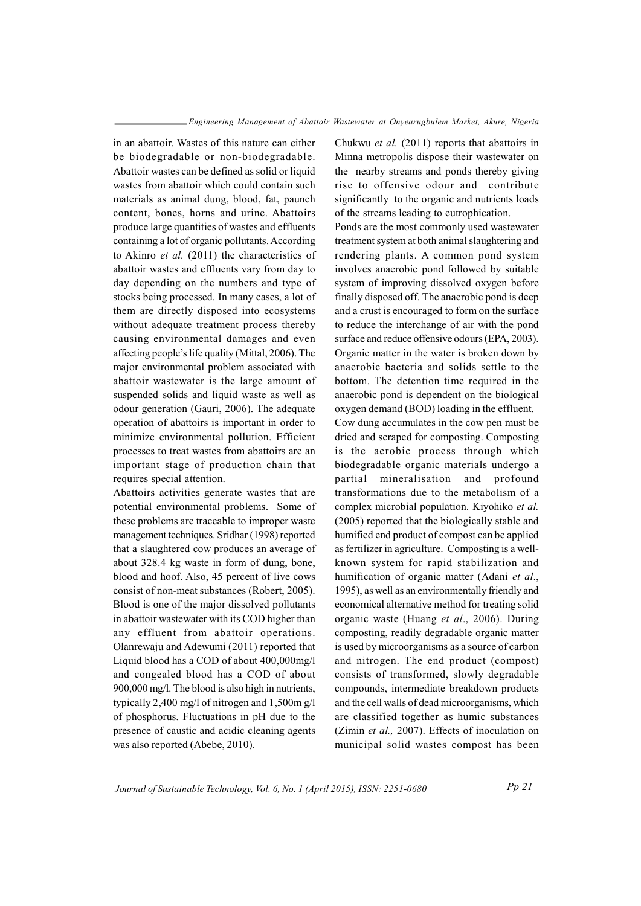in an abattoir. Wastes of this nature can either be biodegradable or non-biodegradable. Abattoir wastes can be defined as solid or liquid wastes from abattoir which could contain such materials as animal dung, blood, fat, paunch content, bones, horns and urine. Abattoirs produce large quantities of wastes and effluents containing a lot of organic pollutants. According to Akinro *et al.* (2011) the characteristics of abattoir wastes and effluents vary from day to day depending on the numbers and type of stocks being processed. In many cases, a lot of them are directly disposed into ecosystems without adequate treatment process thereby causing environmental damages and even affecting people's life quality (Mittal, 2006). The major environmental problem associated with abattoir wastewater is the large amount of suspended solids and liquid waste as well as odour generation (Gauri, 2006). The adequate operation of abattoirs is important in order to minimize environmental pollution. Efficient processes to treat wastes from abattoirs are an important stage of production chain that requires special attention.

Abattoirs activities generate wastes that are potential environmental problems. Some of these problems are traceable to improper waste management techniques. Sridhar (1998) reported that a slaughtered cow produces an average of about 328.4 kg waste in form of dung, bone, blood and hoof. Also, 45 percent of live cows consist of non-meat substances (Robert, 2005). Blood is one of the major dissolved pollutants in abattoir wastewater with its COD higher than any effluent from abattoir operations. Olanrewaju and Adewumi (2011) reported that Liquid blood has a COD of about 400,000mg/l and congealed blood has a COD of about 900,000 mg/l. The blood is also high in nutrients, typically 2,400 mg/l of nitrogen and 1,500m g/l of phosphorus. Fluctuations in pH due to the presence of caustic and acidic cleaning agents was also reported (Abebe, 2010).

Chukwu *et al.* (2011) reports that abattoirs in Minna metropolis dispose their wastewater on the nearby streams and ponds thereby giving rise to offensive odour and contribute significantly to the organic and nutrients loads of the streams leading to eutrophication.

Ponds are the most commonly used wastewater treatment system at both animal slaughtering and rendering plants. A common pond system involves anaerobic pond followed by suitable system of improving dissolved oxygen before finally disposed off. The anaerobic pond is deep and a crust is encouraged to form on the surface to reduce the interchange of air with the pond surface and reduce offensive odours (EPA, 2003). Organic matter in the water is broken down by anaerobic bacteria and solids settle to the bottom. The detention time required in the anaerobic pond is dependent on the biological oxygen demand (BOD) loading in the effluent.

Cow dung accumulates in the cow pen must be dried and scraped for composting. Composting is the aerobic process through which biodegradable organic materials undergo a partial mineralisation and profound transformations due to the metabolism of a complex microbial population. Kiyohiko *et al.* (2005) reported that the biologically stable and humified end product of compost can be applied as fertilizer in agriculture. Composting is a well-known system for rapid stabilization and humification of organic matter (Adani *et al*., 1995), as well as an environmentally friendly and economical alternative method for treating solid organic waste (Huang *et al*., 2006). During composting, readily degradable organic matter is used by microorganisms as a source of carbon and nitrogen. The end product (compost) consists of transformed, slowly degradable compounds, intermediate breakdown products and the cell walls of dead microorganisms, which are classified together as humic substances (Zimin *et al.,* 2007). Effects of inoculation on municipal solid wastes compost has been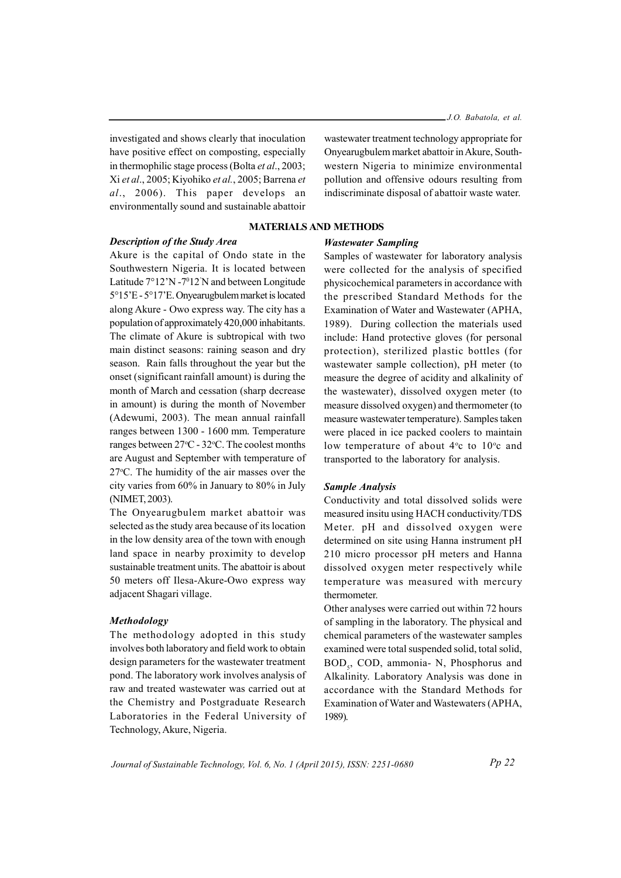investigated and shows clearly that inoculation have positive effect on composting, especially in thermophilic stage process (Bolta *et al*., 2003; Xi *et al*., 2005; Kiyohiko *et al.*, 2005; Barrena *et al*., 2006). This paper develops an environmentally sound and sustainable abattoir wastewater treatment technology appropriate for Onyearugbulem market abattoir in Akure, South-western Nigeria to minimize environmental pollution and offensive odours resulting from indiscriminate disposal of abattoir waste water.

## MATERIALS AND METHODS

### *Description of the Study Area*

Akure is the capital of Ondo state in the Southwestern Nigeria. It is located between Latitude 7°12'N -7°12'N and between Longitude 5°15'E - 5°17'E. Onyearugbulem market is located along Akure - Owo express way. The city has a population of approximately 420,000 inhabitants. The climate of Akure is subtropical with two main distinct seasons: raining season and dry season. Rain falls throughout the year but the onset (significant rainfall amount) is during the month of March and cessation (sharp decrease in amount) is during the month of November (Adewumi, 2003). The mean annual rainfall ranges between 1300 - 1600 mm. Temperature ranges between 27°C - 32°C. The coolest months are August and September with temperature of 27°C. The humidity of the air masses over the city varies from 60% in January to 80% in July (NIMET, 2003).

The Onyearugbulem market abattoir was selected as the study area because of its location in the low density area of the town with enough land space in nearby proximity to develop sustainable treatment units. The abattoir is about 50 meters off Ilesa-Akure-Owo express way adjacent Shagari village.

### *Methodology*

The methodology adopted in this study involves both laboratory and field work to obtain design parameters for the wastewater treatment pond. The laboratory work involves analysis of raw and treated wastewater was carried out at the Chemistry and Postgraduate Research Laboratories in the Federal University of Technology, Akure, Nigeria.

### *Wastewater Sampling*

Samples of wastewater for laboratory analysis were collected for the analysis of specified physicochemical parameters in accordance with the prescribed Standard Methods for the Examination of Water and Wastewater (APHA, 1989). During collection the materials used include: Hand protective gloves (for personal protection), sterilized plastic bottles (for wastewater sample collection), pH meter (to measure the degree of acidity and alkalinity of the wastewater), dissolved oxygen meter (to measure dissolved oxygen) and thermometer (to measure wastewater temperature). Samples taken were placed in ice packed coolers to maintain low temperature of about 4°c to 10°c and transported to the laboratory for analysis.

### *Sample Analysis*

Conductivity and total dissolved solids were measured insitu using HACH conductivity/TDS Meter. pH and dissolved oxygen were determined on site using Hanna instrument pH 210 micro processor pH meters and Hanna dissolved oxygen meter respectively while temperature was measured with mercury thermometer.

Other analyses were carried out within 72 hours of sampling in the laboratory. The physical and chemical parameters of the wastewater samples examined were total suspended solid, total solid, $BOD_5$, COD, ammonia- N, Phosphorus and Alkalinity. Laboratory Analysis was done in accordance with the Standard Methods for Examination of Water and Wastewaters (APHA, 1989).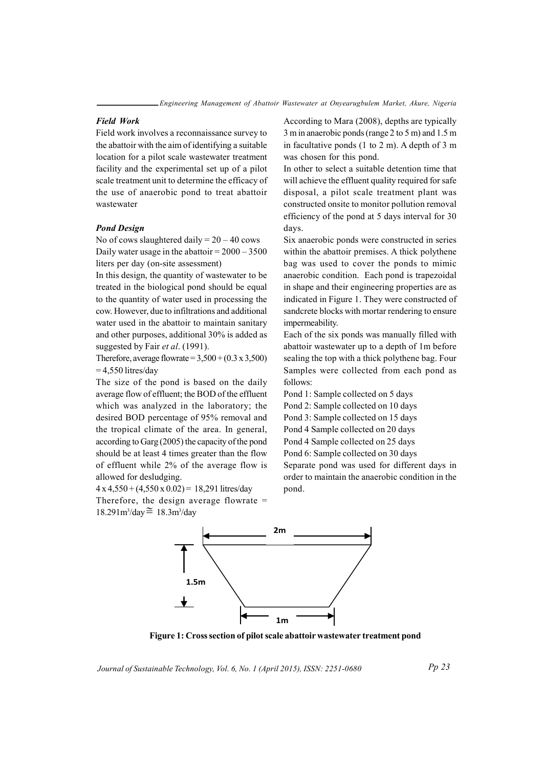### *Field Work*

Field work involves a reconnaissance survey to the abattoir with the aim of identifying a suitable location for a pilot scale wastewater treatment facility and the experimental set up of a pilot scale treatment unit to determine the efficacy of the use of anaerobic pond to treat abattoir wastewater

### *Pond Design*

No of cows slaughtered daily = 20 – 40 cows

Daily water usage in the abattoir = 2000 – 3500 liters per day (on-site assessment)

In this design, the quantity of wastewater to be treated in the biological pond should be equal to the quantity of water used in processing the cow. However, due to infiltrations and additional water used in the abattoir to maintain sanitary and other purposes, additional 30% is added as suggested by Fair *et al*. (1991).

Therefore, average flowrate = 3,500 + (0.3 x 3,500) = 4,550 litres/day

The size of the pond is based on the daily average flow of effluent; the BOD of the effluent which was analyzed in the laboratory; the desired BOD percentage of 95% removal and the tropical climate of the area. In general, according to Garg (2005) the capacity of the pond should be at least 4 times greater than the flow of effluent while 2% of the average flow is allowed for desludging.

4 x 4,550 + (4,550 x 0.02) = 18,291 litres/day

Therefore, the design average flowrate = 18.291m$^3$/day ≅ 18.3m$^3$/day

According to Mara (2008), depths are typically 3 m in anaerobic ponds (range 2 to 5 m) and 1.5 m in facultative ponds (1 to 2 m). A depth of 3 m was chosen for this pond.

In other to select a suitable detention time that will achieve the effluent quality required for safe disposal, a pilot scale treatment plant was constructed onsite to monitor pollution removal efficiency of the pond at 5 days interval for 30 days.

Six anaerobic ponds were constructed in series within the abattoir premises. A thick polythene bag was used to cover the ponds to mimic anaerobic condition. Each pond is trapezoidal in shape and their engineering properties are as indicated in Figure 1. They were constructed of sandcrete blocks with mortar rendering to ensure impermeability.

Each of the six ponds was manually filled with abattoir wastewater up to a depth of 1m before sealing the top with a thick polythene bag. Four Samples were collected from each pond as follows:

Pond 1: Sample collected on 5 days

Pond 2: Sample collected on 10 days

Pond 3: Sample collected on 15 days

Pond 4 Sample collected on 20 days

Pond 4 Sample collected on 25 days

Pond 6: Sample collected on 30 days

Separate pond was used for different days in order to maintain the anaerobic condition in the pond.

2m

1.5m

1m

**Figure 1: Cross section of pilot scale abattoir wastewater treatment pond**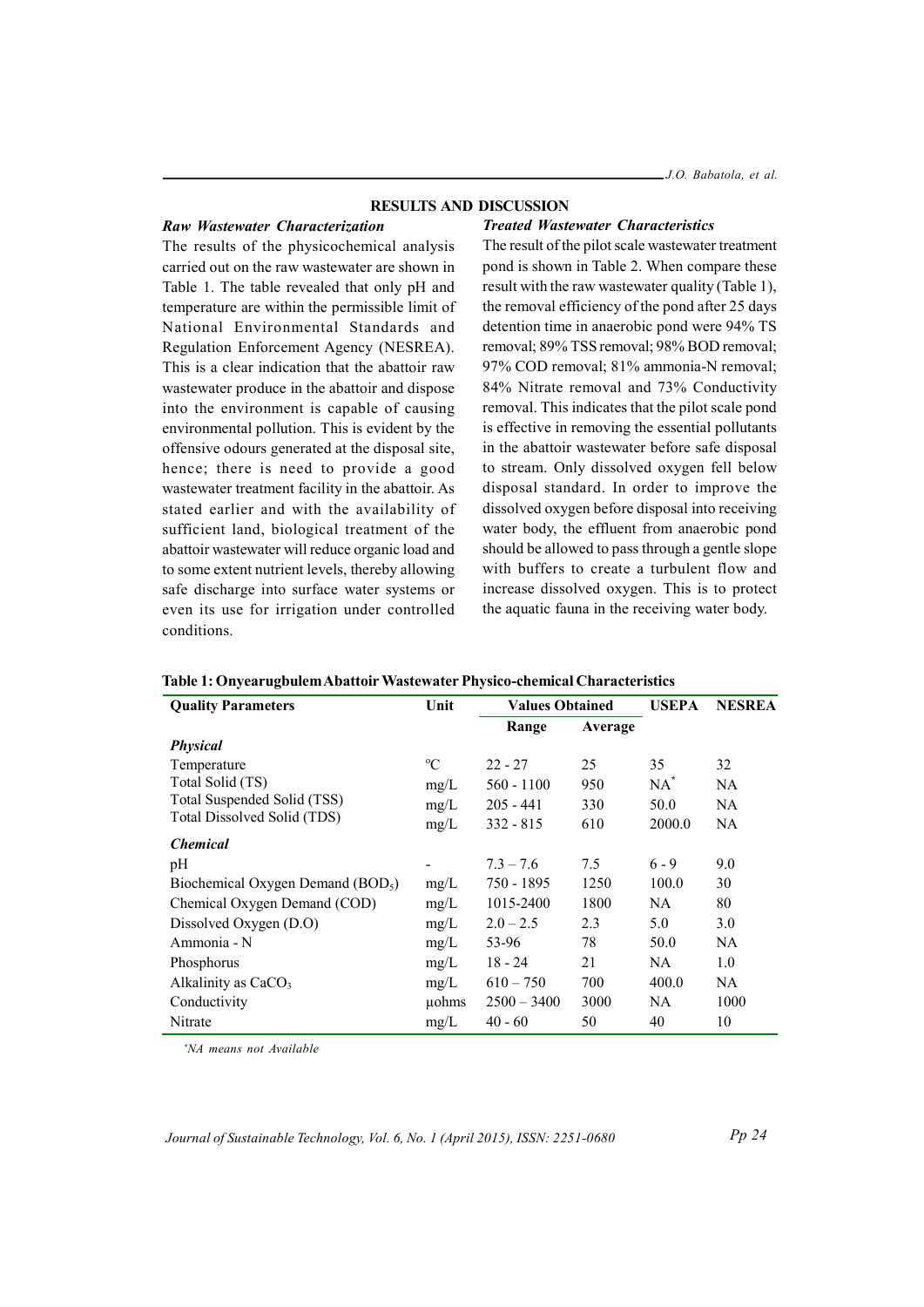## RESULTS AND DISCUSSION

### *Raw Wastewater Characterization*

The results of the physicochemical analysis carried out on the raw wastewater are shown in Table 1. The table revealed that only pH and temperature are within the permissible limit of National Environmental Standards and Regulation Enforcement Agency (NESREA). This is a clear indication that the abattoir raw wastewater produce in the abattoir and dispose into the environment is capable of causing environmental pollution. This is evident by the offensive odours generated at the disposal site, hence; there is need to provide a good wastewater treatment facility in the abattoir. As stated earlier and with the availability of sufficient land, biological treatment of the abattoir wastewater will reduce organic load and to some extent nutrient levels, thereby allowing safe discharge into surface water systems or even its use for irrigation under controlled conditions.

### *Treated Wastewater Characteristics*

The result of the pilot scale wastewater treatment pond is shown in Table 2. When compare these result with the raw wastewater quality (Table 1), the removal efficiency of the pond after 25 days detention time in anaerobic pond were 94% TS removal; 89% TSS removal; 98% BOD removal; 97% COD removal; 81% ammonia-N removal; 84% Nitrate removal and 73% Conductivity removal. This indicates that the pilot scale pond is effective in removing the essential pollutants in the abattoir wastewater before safe disposal to stream. Only dissolved oxygen fell below disposal standard. In order to improve the dissolved oxygen before disposal into receiving water body, the effluent from anaerobic pond should be allowed to pass through a gentle slope with buffers to create a turbulent flow and increase dissolved oxygen. This is to protect the aquatic fauna in the receiving water body.

**Table 1: Onyearugbulem Abattoir Wastewater Physico-chemical Characteristics**

| Quality Parameters | Unit | Values Obtained | | USEPA | NESREA |
|---|---|---|---|---|---|
| | | Range | Average | | |
| ***Physical*** | | | | | |
| Temperature | °C | 22 - 27 | 25 | 35 | 32 |
| Total Solid (TS) | mg/L | 560 - 1100 | 950 | NA* | NA |
| Total Suspended Solid (TSS) | mg/L | 205 - 441 | 330 | 50.0 | NA |
| Total Dissolved Solid (TDS) | mg/L | 332 - 815 | 610 | 2000.0 | NA |
| ***Chemical*** | | | | | |
| pH | - | 7.3 – 7.6 | 7.5 | 6 - 9 | 9.0 |
| Biochemical Oxygen Demand ($BOD_5$) | mg/L | 750 - 1895 | 1250 | 100.0 | 30 |
| Chemical Oxygen Demand (COD) | mg/L | 1015-2400 | 1800 | NA | 80 |
| Dissolved Oxygen (D.O) | mg/L | 2.0 – 2.5 | 2.3 | 5.0 | 3.0 |
| Ammonia - N | mg/L | 53-96 | 78 | 50.0 | NA |
| Phosphorus | mg/L | 18 - 24 | 21 | NA | 1.0 |
| Alkalinity as $CaCO_3$ | mg/L | 610 – 750 | 700 | 400.0 | NA |
| Conductivity | μohms | 2500 – 3400 | 3000 | NA | 1000 |
| Nitrate | mg/L | 40 - 60 | 50 | 40 | 10 |

*NA means not Available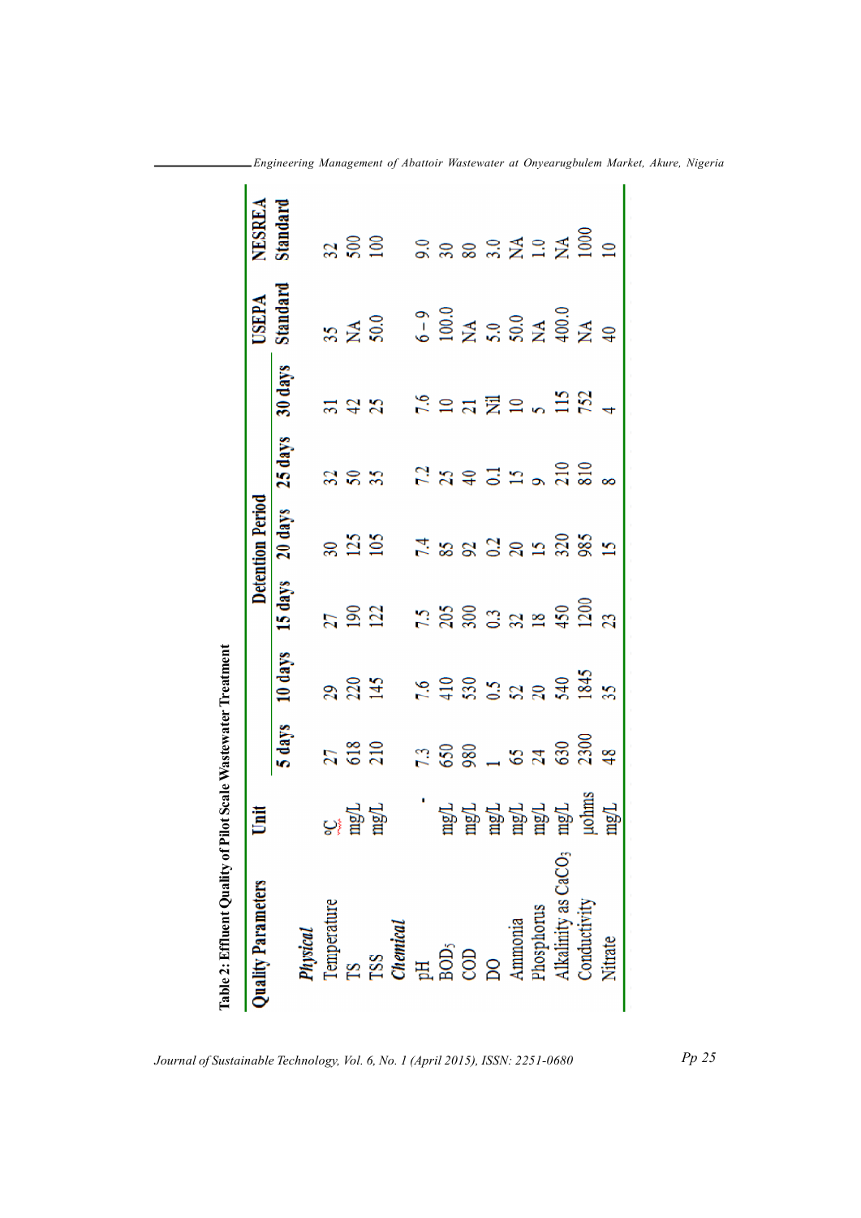**Table 2: Effluent Quality of Pilot Scale Wastewater Treatment**

| Quality Parameters | Unit | Detention Period | | | | | | USEPA Standard | NESREA Standard |
|---|---|---|---|---|---|---|---|---|---|
| | | 5 days | 10 days | 15 days | 20 days | 25 days | 30 days | | |
| ***Physical*** | | | | | | | | | |
| Temperature | °C | 27 | 29 | 27 | 30 | 32 | 31 | 35 | 32 |
| TS | mg/L | 618 | 220 | 190 | 125 | 50 | 42 | NA | 500 |
| TSS | mg/L | 210 | 145 | 122 | 105 | 35 | 25 | 50.0 | 100 |
| ***Chemical*** | | | | | | | | | |
| pH | - | 7.3 | 7.6 | 7.5 | 7.4 | 7.2 | 7.6 | 6 – 9 | 9.0 |
| $BOD_5$ | mg/L | 650 | 410 | 205 | 85 | 25 | 10 | 100.0 | 30 |
| COD | mg/L | 980 | 530 | 300 | 92 | 40 | 21 | NA | 80 |
| DO | mg/L | 1 | 0.5 | 0.3 | 0.2 | 0.1 | Nil | 5.0 | 3.0 |
| Ammonia | mg/L | 65 | 52 | 32 | 20 | 15 | 10 | 50.0 | NA |
| Phosphorus | mg/L | 24 | 20 | 18 | 15 | 9 | 5 | NA | 1.0 |
| Alkalinity as $CaCO_3$ | mg/L | 630 | 540 | 450 | 320 | 210 | 115 | 400.0 | NA |
| Conductivity | μohms | 2300 | 1845 | 1200 | 985 | 810 | 752 | NA | 1000 |
| Nitrate | mg/L | 48 | 35 | 23 | 15 | 8 | 4 | 40 | 10 |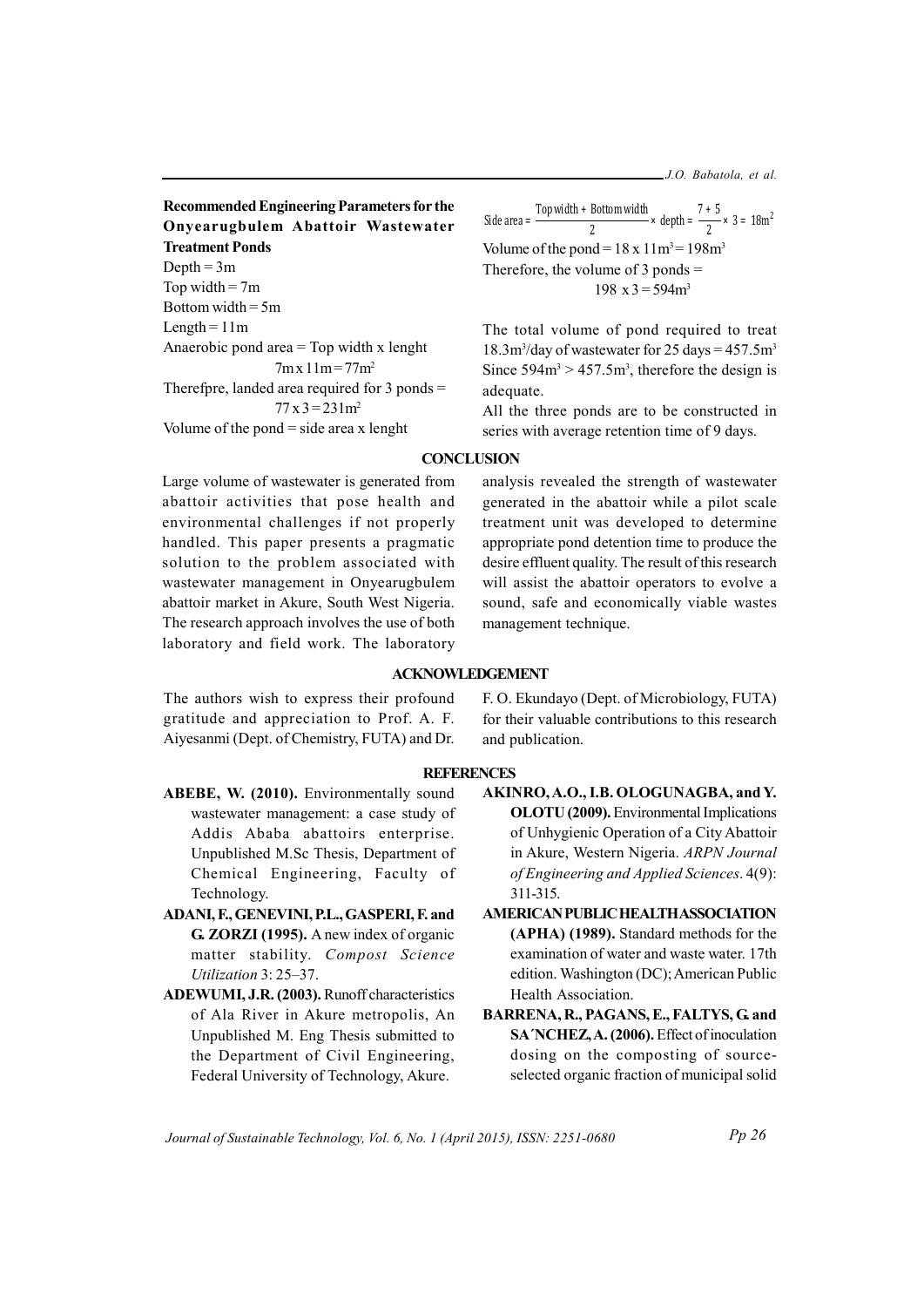**Recommended Engineering Parameters for the Onyearugbulem Abattoir Wastewater Treatment Ponds**

Depth = 3m

Top width = 7m

Bottom width = 5m

Length = 11m

Anaerobic pond area = Top width x lenght

$7m \times 11m = 77m^2$

Therefpre, landed area required for 3 ponds =

$77 \times 3 = 231m^2$

Volume of the pond = side area x lenght

$$\text{Side area} = \frac{\text{Top width} + \text{Bottom width}}{2} \times \text{depth} = \frac{7+5}{2} \times 3 = 18m^2$$

Volume of the pond = $18 \times 11m^3 = 198m^3$

Therefore, the volume of 3 ponds =

$198 \times 3 = 594m^3$

The total volume of pond required to treat $18.3m^3$/day of wastewater for 25 days = $457.5m^3$

Since $594m^3 > 457.5m^3$, therefore the design is adequate.

All the three ponds are to be constructed in series with average retention time of 9 days.

## CONCLUSION

Large volume of wastewater is generated from abattoir activities that pose health and environmental challenges if not properly handled. This paper presents a pragmatic solution to the problem associated with wastewater management in Onyearugbulem abattoir market in Akure, South West Nigeria. The research approach involves the use of both laboratory and field work. The laboratory analysis revealed the strength of wastewater generated in the abattoir while a pilot scale treatment unit was developed to determine appropriate pond detention time to produce the desire effluent quality. The result of this research will assist the abattoir operators to evolve a sound, safe and economically viable wastes management technique.

## ACKNOWLEDGEMENT

The authors wish to express their profound gratitude and appreciation to Prof. A. F. Aiyesanmi (Dept. of Chemistry, FUTA) and Dr. F. O. Ekundayo (Dept. of Microbiology, FUTA) for their valuable contributions to this research and publication.

## REFERENCES

**ABEBE, W. (2010).** Environmentally sound wastewater management: a case study of Addis Ababa abattoirs enterprise. Unpublished M.Sc Thesis, Department of Chemical Engineering, Faculty of Technology.

**ADANI, F., GENEVINI, P.L., GASPERI, F. and G. ZORZI (1995).** A new index of organic matter stability. *Compost Science Utilization* 3: 25–37.

**ADEWUMI, J.R. (2003).** Runoff characteristics of Ala River in Akure metropolis, An Unpublished M. Eng Thesis submitted to the Department of Civil Engineering, Federal University of Technology, Akure.

**AKINRO, A.O., I.B. OLOGUNAGBA, and Y. OLOTU (2009).** Environmental Implications of Unhygienic Operation of a City Abattoir in Akure, Western Nigeria. *ARPN Journal of Engineering and Applied Sciences*. 4(9): 311-315.

**AMERICAN PUBLIC HEALTH ASSOCIATION (APHA) (1989).** Standard methods for the examination of water and waste water. 17th edition. Washington (DC); American Public Health Association.

**BARRENA, R., PAGANS, E., FALTYS, G. and SA´NCHEZ, A. (2006).** Effect of inoculation dosing on the composting of source-selected organic fraction of municipal solid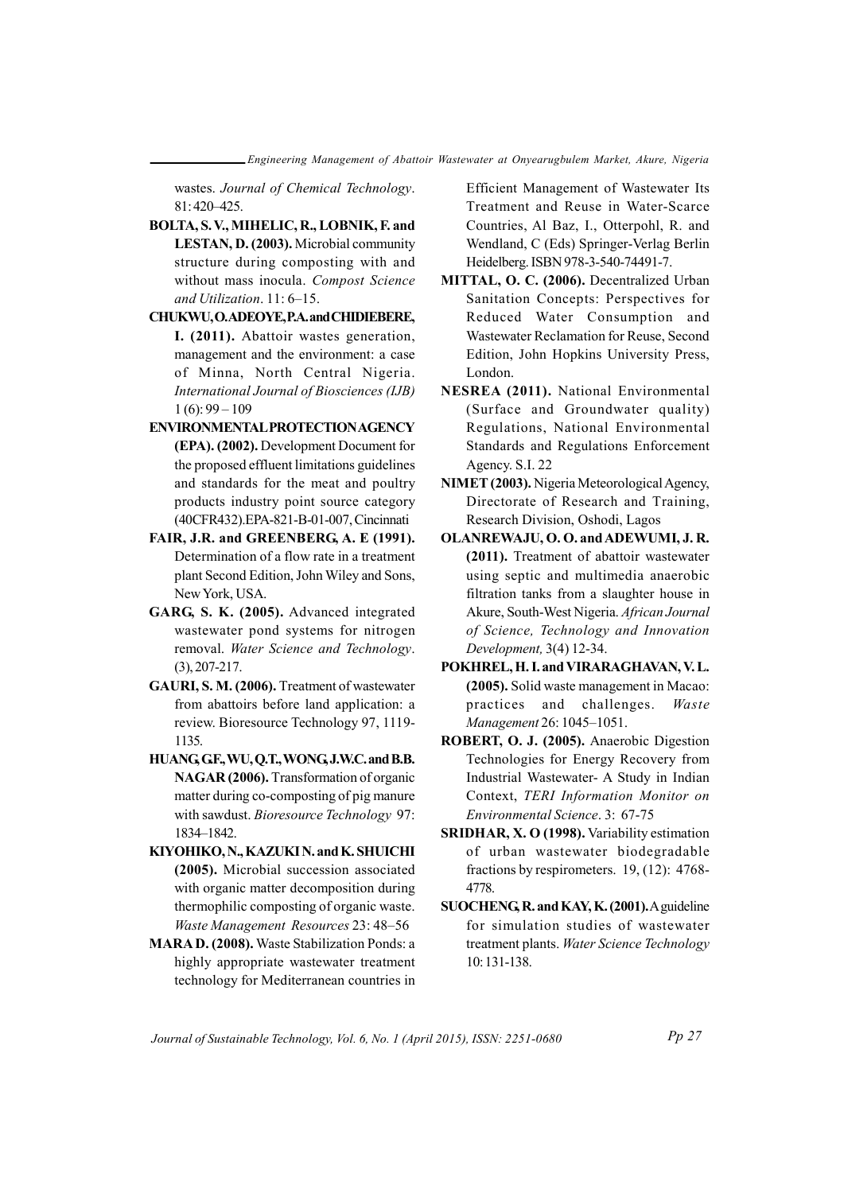wastes. *Journal of Chemical Technology*. 81: 420–425.

**BOLTA, S. V., MIHELIC, R., LOBNIK, F. and LESTAN, D. (2003).** Microbial community structure during composting with and without mass inocula. *Compost Science and Utilization*. 11: 6–15.

**CHUKWU, O. ADEOYE, P.A. and CHIDIEBERE, I. (2011).** Abattoir wastes generation, management and the environment: a case of Minna, North Central Nigeria. *International Journal of Biosciences (IJB)* 1 (6): 99 – 109

**ENVIRONMENTAL PROTECTION AGENCY (EPA). (2002).** Development Document for the proposed effluent limitations guidelines and standards for the meat and poultry products industry point source category (40CFR432).EPA-821-B-01-007, Cincinnati

**FAIR, J.R. and GREENBERG, A. E (1991).** Determination of a flow rate in a treatment plant Second Edition, John Wiley and Sons, New York, USA.

**GARG, S. K. (2005).** Advanced integrated wastewater pond systems for nitrogen removal. *Water Science and Technology*. (3), 207-217.

**GAURI, S. M. (2006).** Treatment of wastewater from abattoirs before land application: a review. Bioresource Technology 97, 1119-1135.

**HUANG, G.F., WU, Q.T., WONG, J.W.C. and B.B. NAGAR (2006).** Transformation of organic matter during co-composting of pig manure with sawdust. *Bioresource Technology* 97: 1834–1842.

**KIYOHIKO, N., KAZUKI N. and K. SHUICHI (2005).** Microbial succession associated with organic matter decomposition during thermophilic composting of organic waste. *Waste Management Resources* 23: 48–56

**MARA D. (2008).** Waste Stabilization Ponds: a highly appropriate wastewater treatment technology for Mediterranean countries in Efficient Management of Wastewater Its Treatment and Reuse in Water-Scarce Countries, Al Baz, I., Otterpohl, R. and Wendland, C (Eds) Springer-Verlag Berlin Heidelberg. ISBN 978-3-540-74491-7.

**MITTAL, O. C. (2006).** Decentralized Urban Sanitation Concepts: Perspectives for Reduced Water Consumption and Wastewater Reclamation for Reuse, Second Edition, John Hopkins University Press, London.

**NESREA (2011).** National Environmental (Surface and Groundwater quality) Regulations, National Environmental Standards and Regulations Enforcement Agency. S.I. 22

**NIMET (2003).** Nigeria Meteorological Agency, Directorate of Research and Training, Research Division, Oshodi, Lagos

**OLANREWAJU, O. O. and ADEWUMI, J. R. (2011).** Treatment of abattoir wastewater using septic and multimedia anaerobic filtration tanks from a slaughter house in Akure, South-West Nigeria. *African Journal of Science, Technology and Innovation Development,* 3(4) 12-34.

**POKHREL, H. I. and VIRARAGHAVAN, V. L. (2005).** Solid waste management in Macao: practices and challenges. *Waste Management* 26: 1045–1051.

**ROBERT, O. J. (2005).** Anaerobic Digestion Technologies for Energy Recovery from Industrial Wastewater- A Study in Indian Context, *TERI Information Monitor on Environmental Science*. 3: 67-75

**SRIDHAR, X. O (1998).** Variability estimation of urban wastewater biodegradable fractions by respirometers. 19, (12): 4768-4778.

**SUOCHENG, R. and KAY, K. (2001).** A guideline for simulation studies of wastewater treatment plants. *Water Science Technology* 10: 131-138.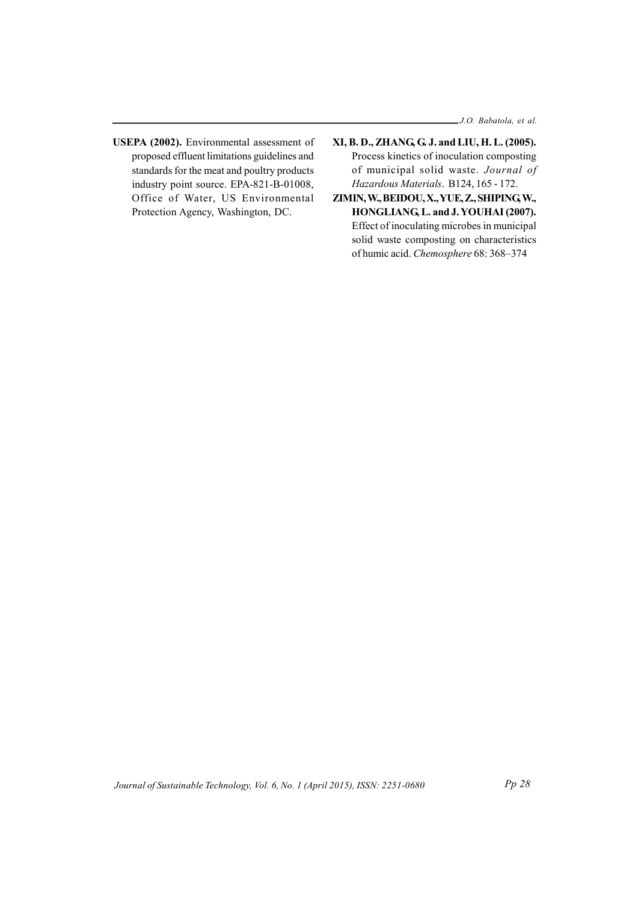**USEPA (2002).** Environmental assessment of proposed effluent limitations guidelines and standards for the meat and poultry products industry point source. EPA-821-B-01008, Office of Water, US Environmental Protection Agency, Washington, DC.

**XI, B. D., ZHANG, G. J. and LIU, H. L. (2005).** Process kinetics of inoculation composting of municipal solid waste. *Journal of Hazardous Materials*. B124, 165 - 172.

**ZIMIN, W., BEIDOU, X., YUE, Z., SHIPING, W., HONGLIANG, L. and J. YOUHAI (2007).** Effect of inoculating microbes in municipal solid waste composting on characteristics of humic acid. *Chemosphere* 68: 368–374